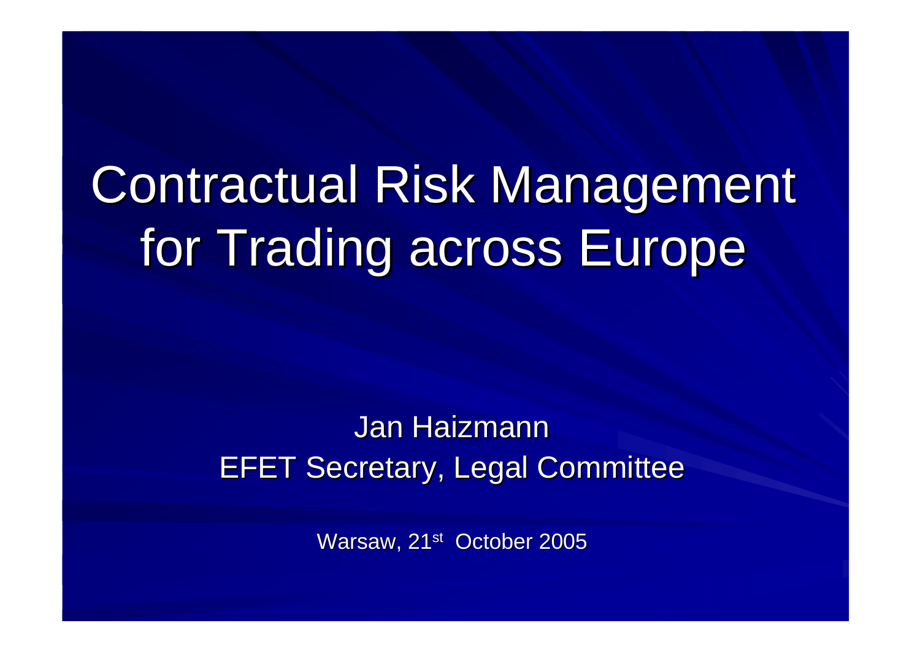# Contractual Risk Management for Trading across Europe

Jan Haizmann

EFET Secretary, Legal Committee

Warsaw, 21st October 2005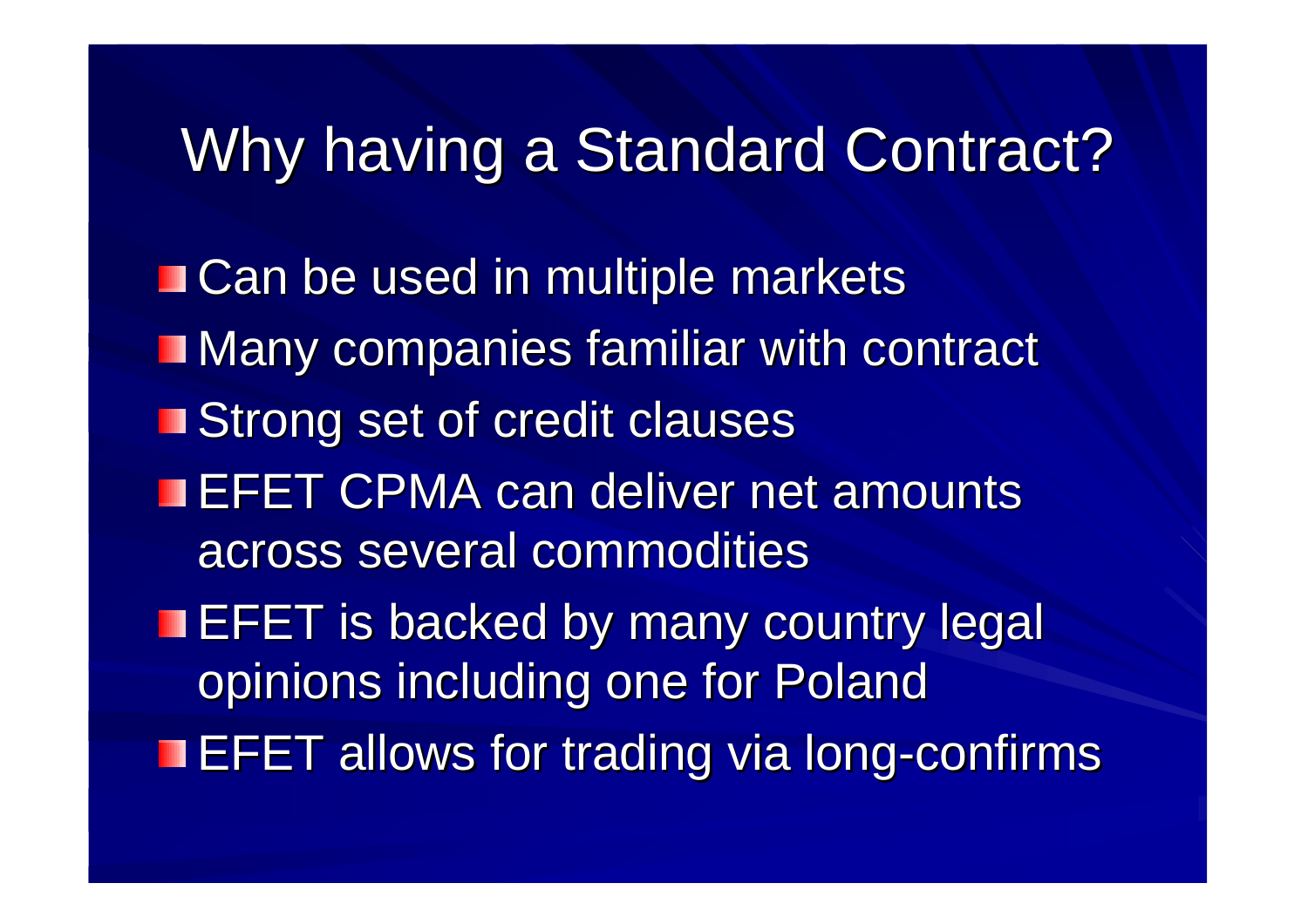# Why having a Standard Contract?

- Can be used in multiple markets
- Many companies familiar with contract
- Strong set of credit clauses
- EFET CPMA can deliver net amounts across several commodities
- EFET is backed by many country legal opinions including one for Poland
- EFET allows for trading via long-confirms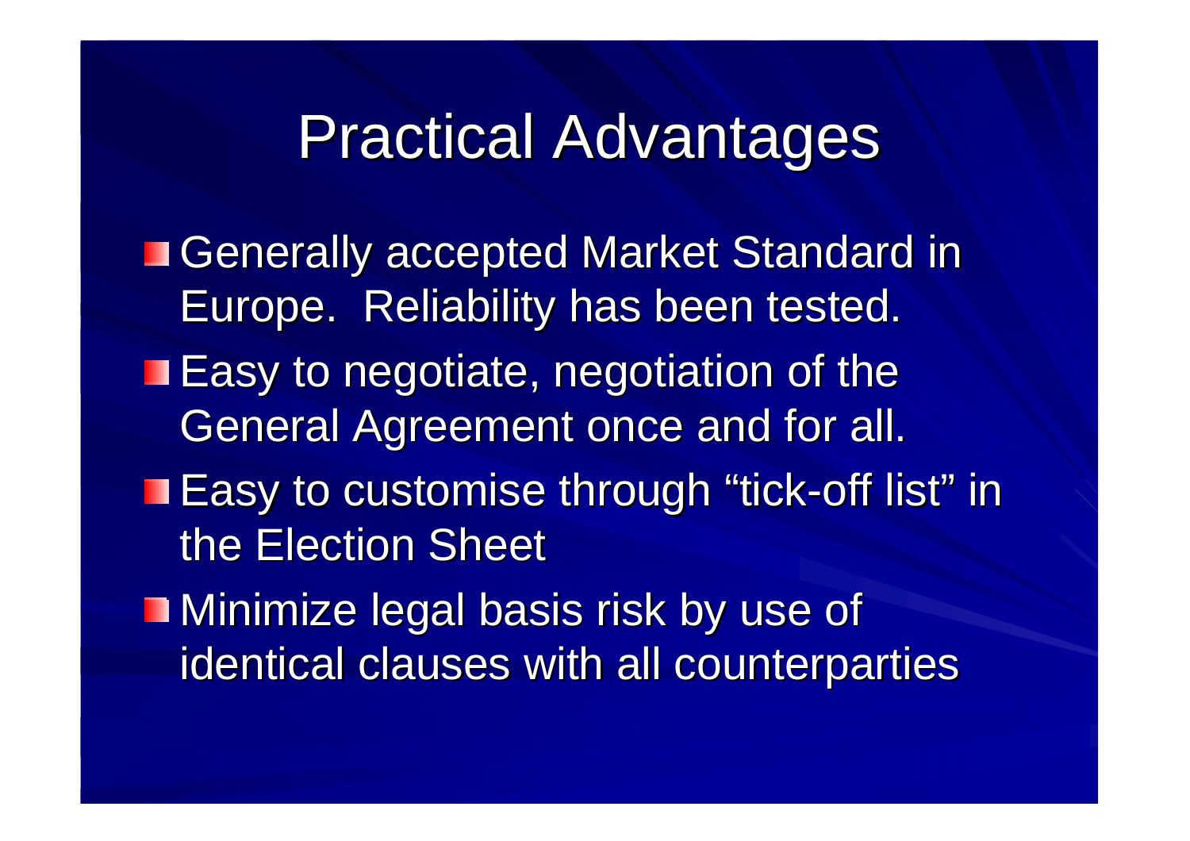# Practical Advantages

- Generally accepted Market Standard in Europe. Reliability has been tested.
- Easy to negotiate, negotiation of the General Agreement once and for all.
- Easy to customise through "tick-off list" in the Election Sheet
- Minimize legal basis risk by use of identical clauses with all counterparties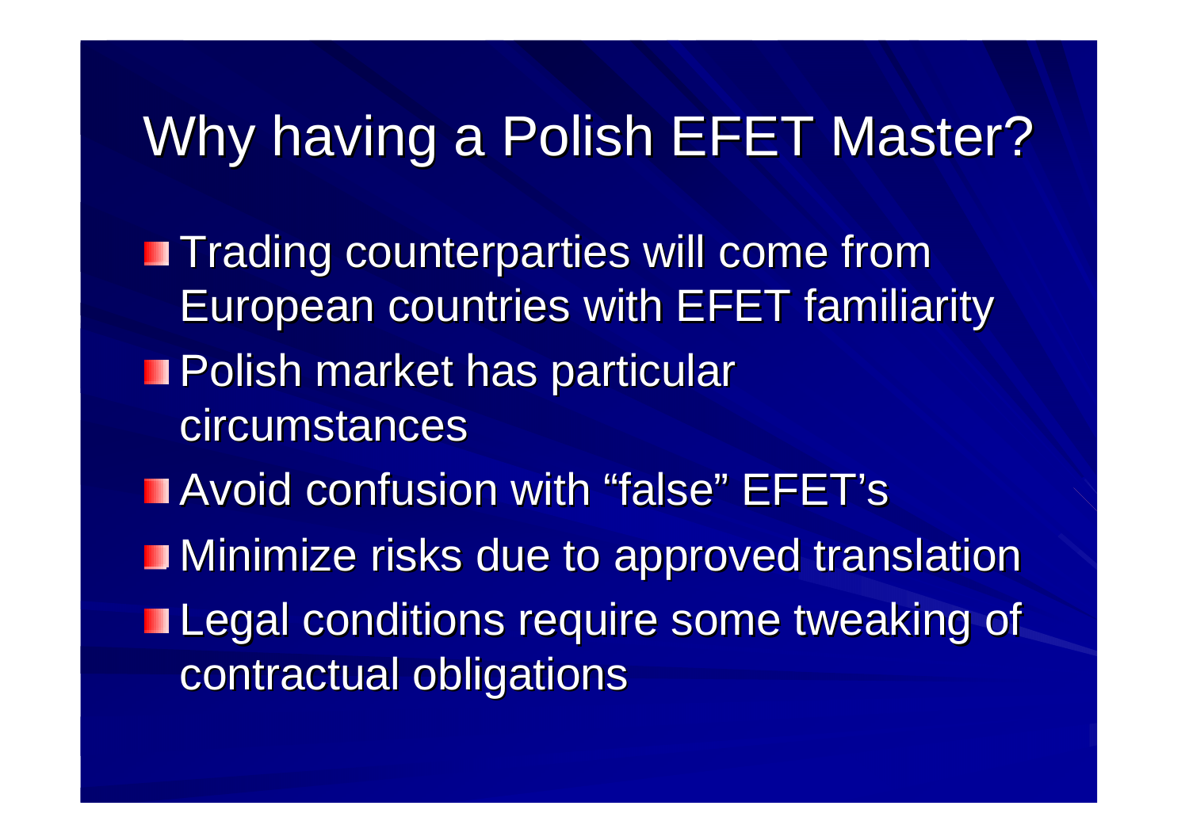# Why having a Polish EFET Master?

- Trading counterparties will come from European countries with EFET familiarity
- Polish market has particular circumstances
- Avoid confusion with “false” EFET’s
- Minimize risks due to approved translation
- Legal conditions require some tweaking of contractual obligations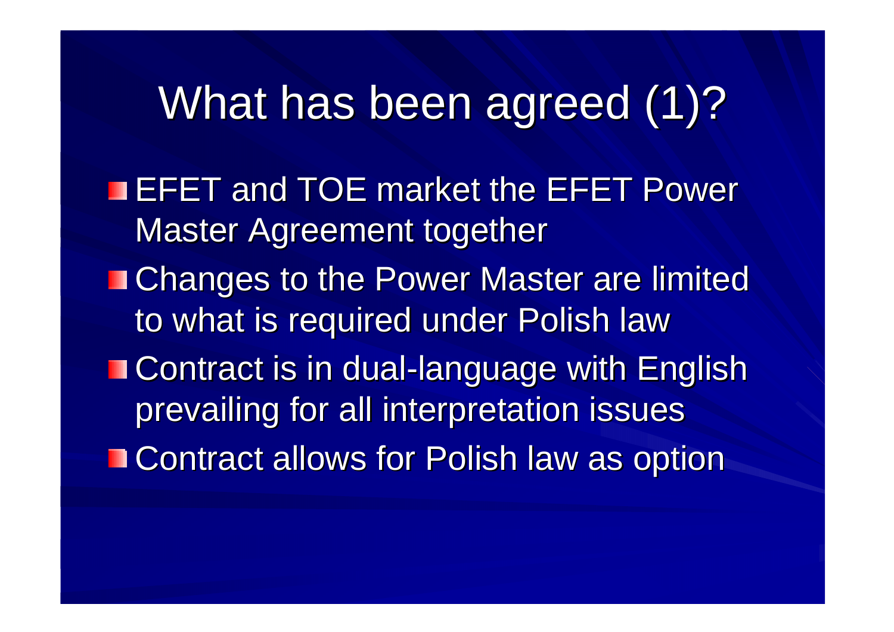# What has been agreed (1)?

- EFET and TOE market the EFET Power Master Agreement together
- Changes to the Power Master are limited to what is required under Polish law
- Contract is in dual-language with English prevailing for all interpretation issues
- Contract allows for Polish law as option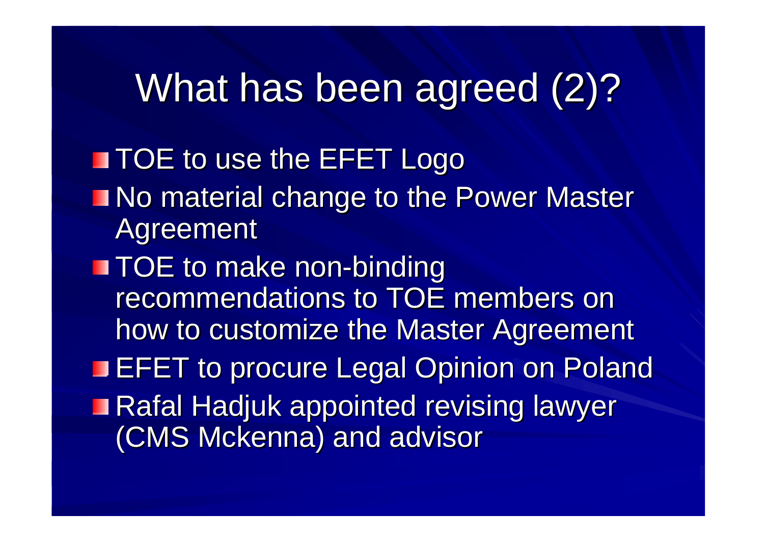# What has been agreed (2)?

- TOE to use the EFET Logo
- No material change to the Power Master Agreement
- TOE to make non-binding recommendations to TOE members on how to customize the Master Agreement
- EFET to procure Legal Opinion on Poland
- Rafal Hadjuk appointed revising lawyer (CMS Mckenna) and advisor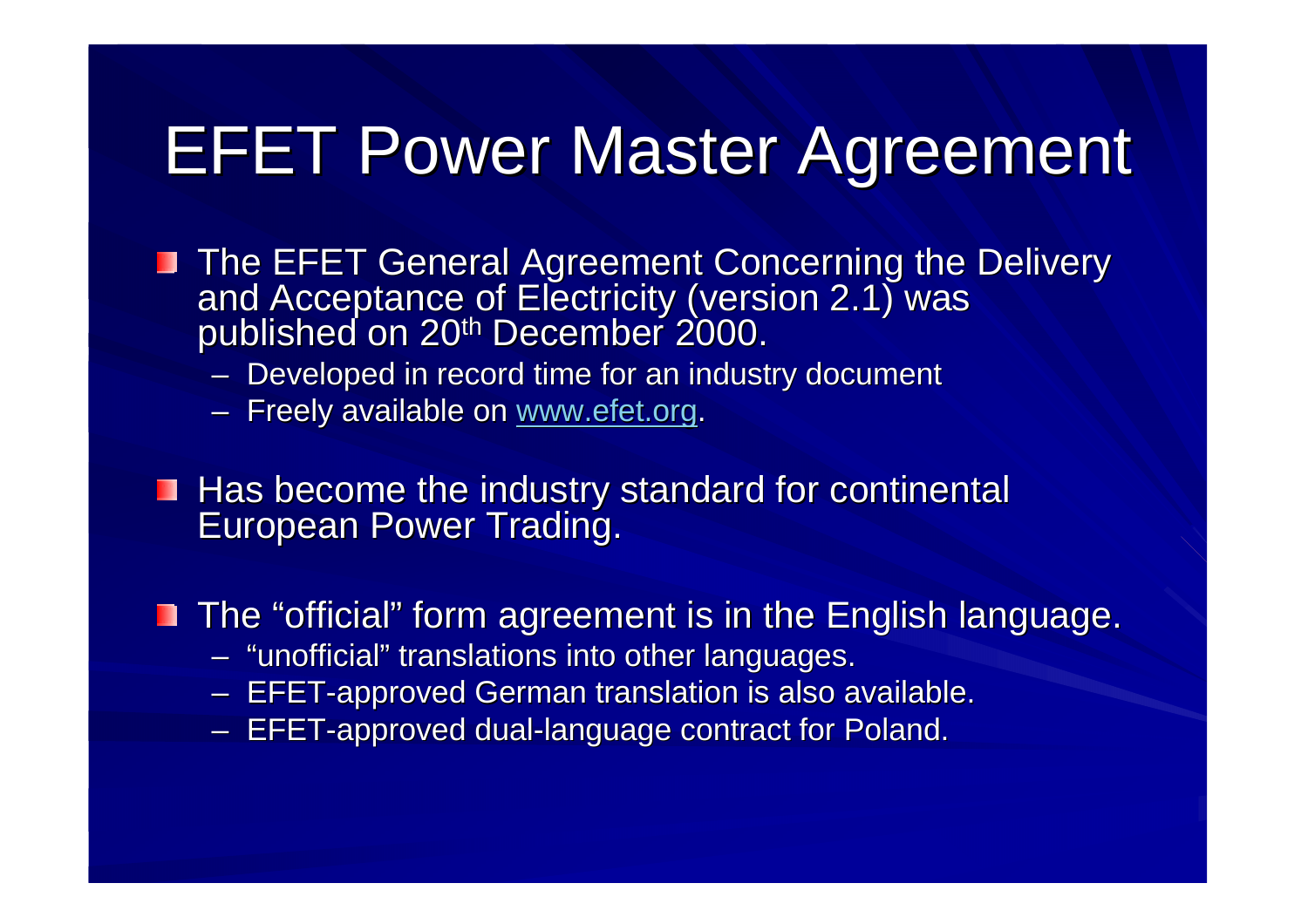# EFET Power Master Agreement

- The EFET General Agreement Concerning the Delivery and Acceptance of Electricity (version 2.1) was published on 20th December 2000.
  - Developed in record time for an industry document
  - Freely available on www.efet.org.
- Has become the industry standard for continental European Power Trading.
- The "official" form agreement is in the English language.
  - "unofficial" translations into other languages.
  - EFET-approved German translation is also available.
  - EFET-approved dual-language contract for Poland.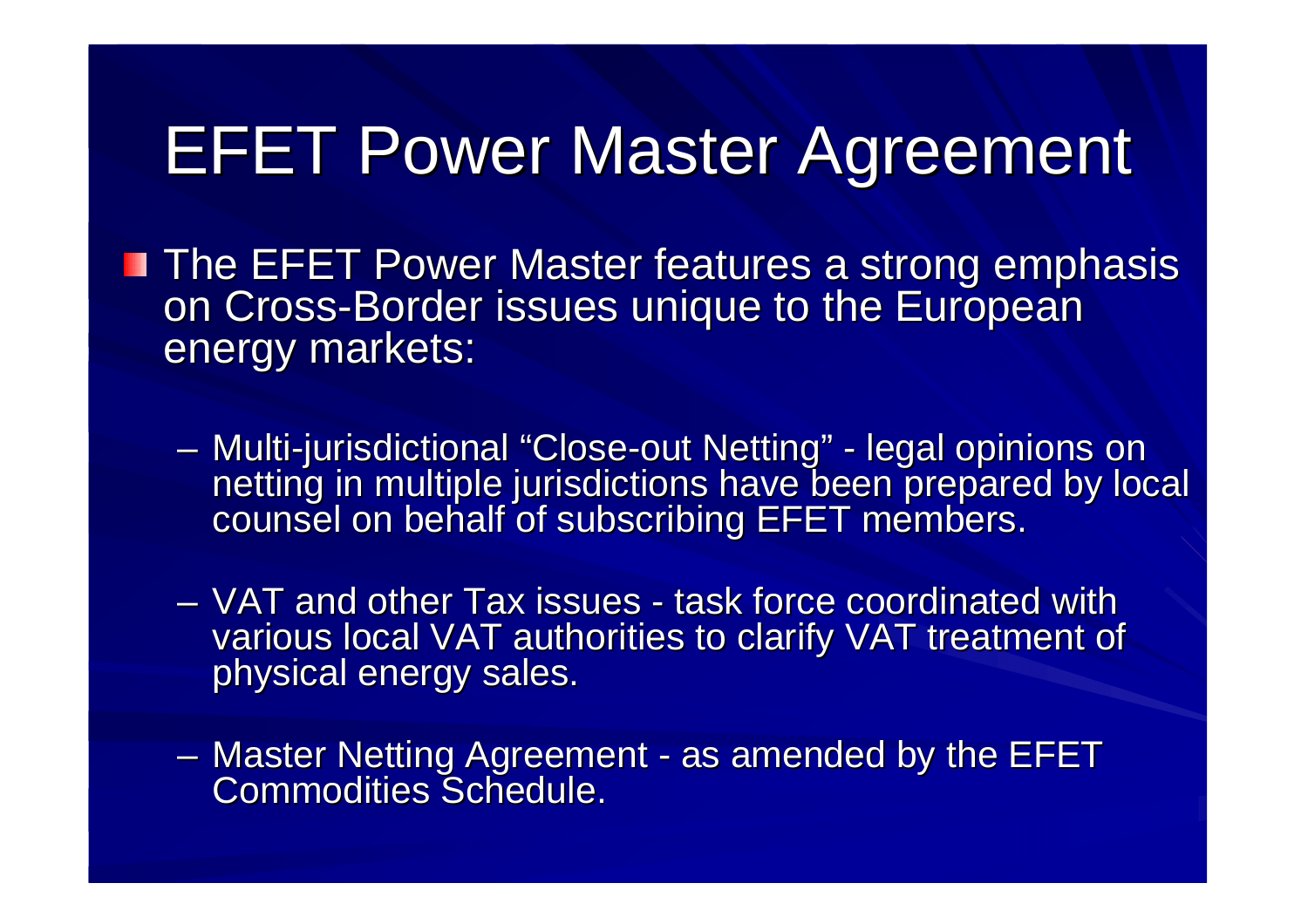# EFET Power Master Agreement

- The EFET Power Master features a strong emphasis on Cross-Border issues unique to the European energy markets:
  - Multi-jurisdictional “Close-out Netting” - legal opinions on netting in multiple jurisdictions have been prepared by local counsel on behalf of subscribing EFET members.
  - VAT and other Tax issues - task force coordinated with various local VAT authorities to clarify VAT treatment of physical energy sales.
  - Master Netting Agreement - as amended by the EFET Commodities Schedule.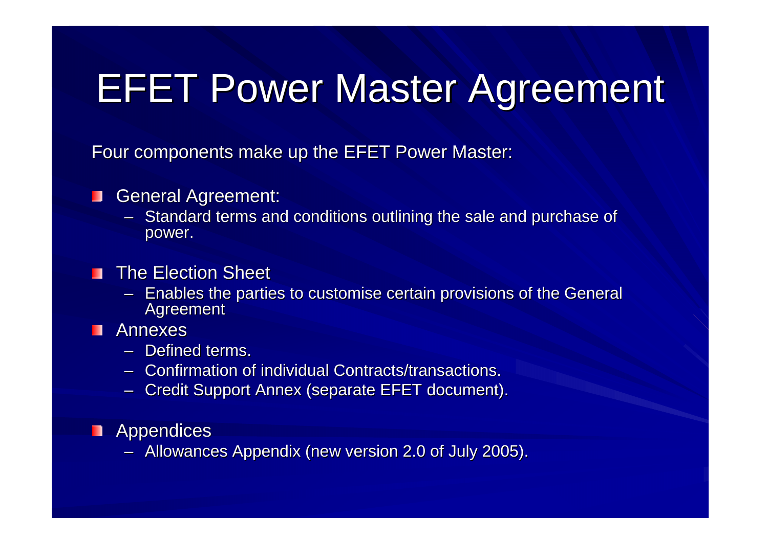# EFET Power Master Agreement

Four components make up the EFET Power Master:

- General Agreement:
  - Standard terms and conditions outlining the sale and purchase of power.
- The Election Sheet
  - Enables the parties to customise certain provisions of the General Agreement
- Annexes
  - Defined terms.
  - Confirmation of individual Contracts/transactions.
  - Credit Support Annex (separate EFET document).
- Appendices
  - Allowances Appendix (new version 2.0 of July 2005).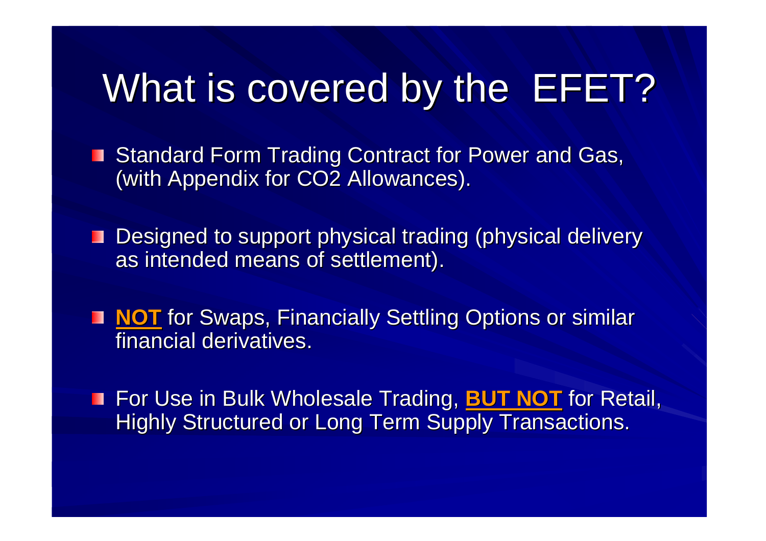# What is covered by the EFET?

- Standard Form Trading Contract for Power and Gas, (with Appendix for $CO_2$ Allowances).
- Designed to support physical trading (physical delivery as intended means of settlement).
- **NOT** for Swaps, Financially Settling Options or similar financial derivatives.
- For Use in Bulk Wholesale Trading, **BUT NOT** for Retail, Highly Structured or Long Term Supply Transactions.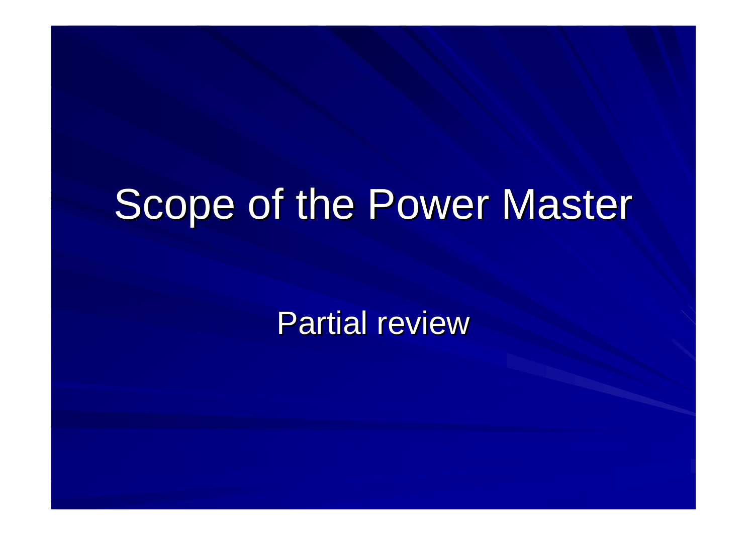# Scope of the Power Master

Partial review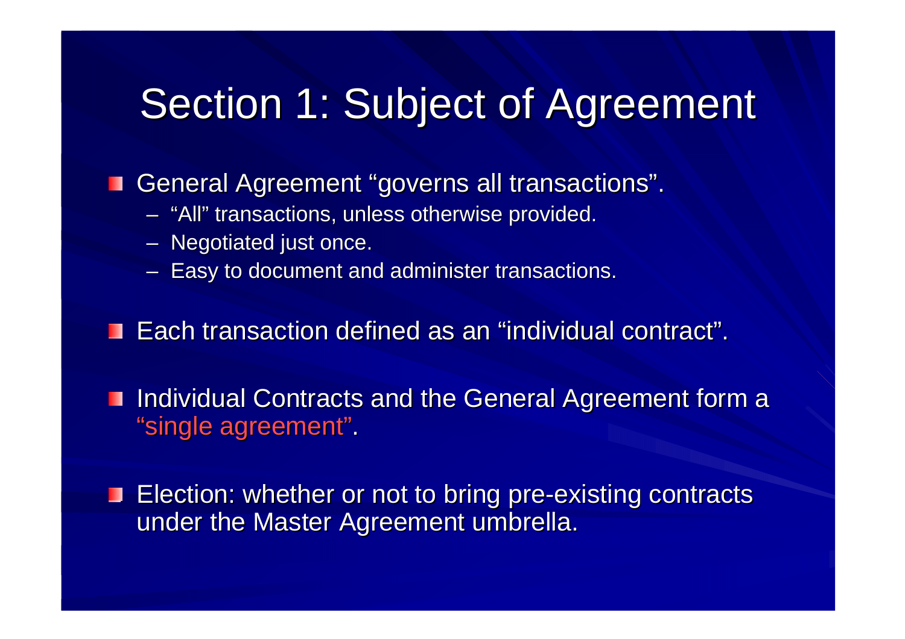# Section 1: Subject of Agreement

- General Agreement "governs all transactions".
  - "All" transactions, unless otherwise provided.
  - Negotiated just once.
  - Easy to document and administer transactions.
- Each transaction defined as an "individual contract".
- Individual Contracts and the General Agreement form a "single agreement".
- Election: whether or not to bring pre-existing contracts under the Master Agreement umbrella.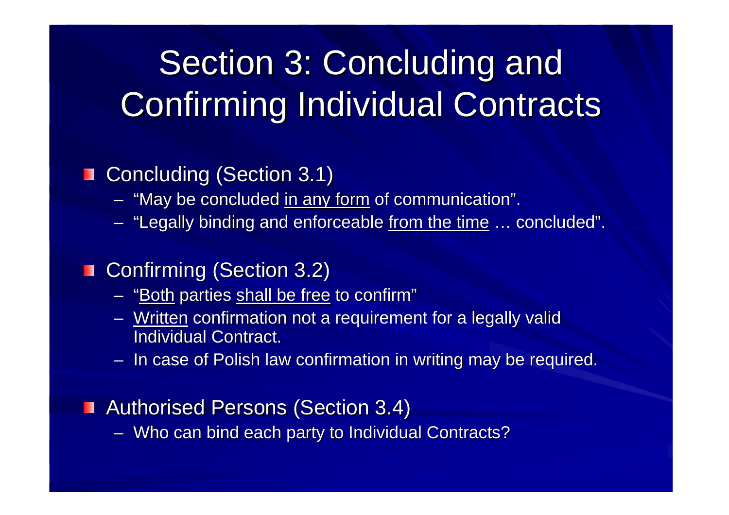# Section 3: Concluding and Confirming Individual Contracts

- Concluding (Section 3.1)
  - "May be concluded <u>in any form</u> of communication".
  - "Legally binding and enforceable <u>from the time</u> … concluded".
- Confirming (Section 3.2)
  - "<u>Both</u> parties <u>shall be free</u> to confirm"
  - <u>Written</u> confirmation not a requirement for a legally valid Individual Contract.
  - In case of Polish law confirmation in writing may be required.
- Authorised Persons (Section 3.4)
  - Who can bind each party to Individual Contracts?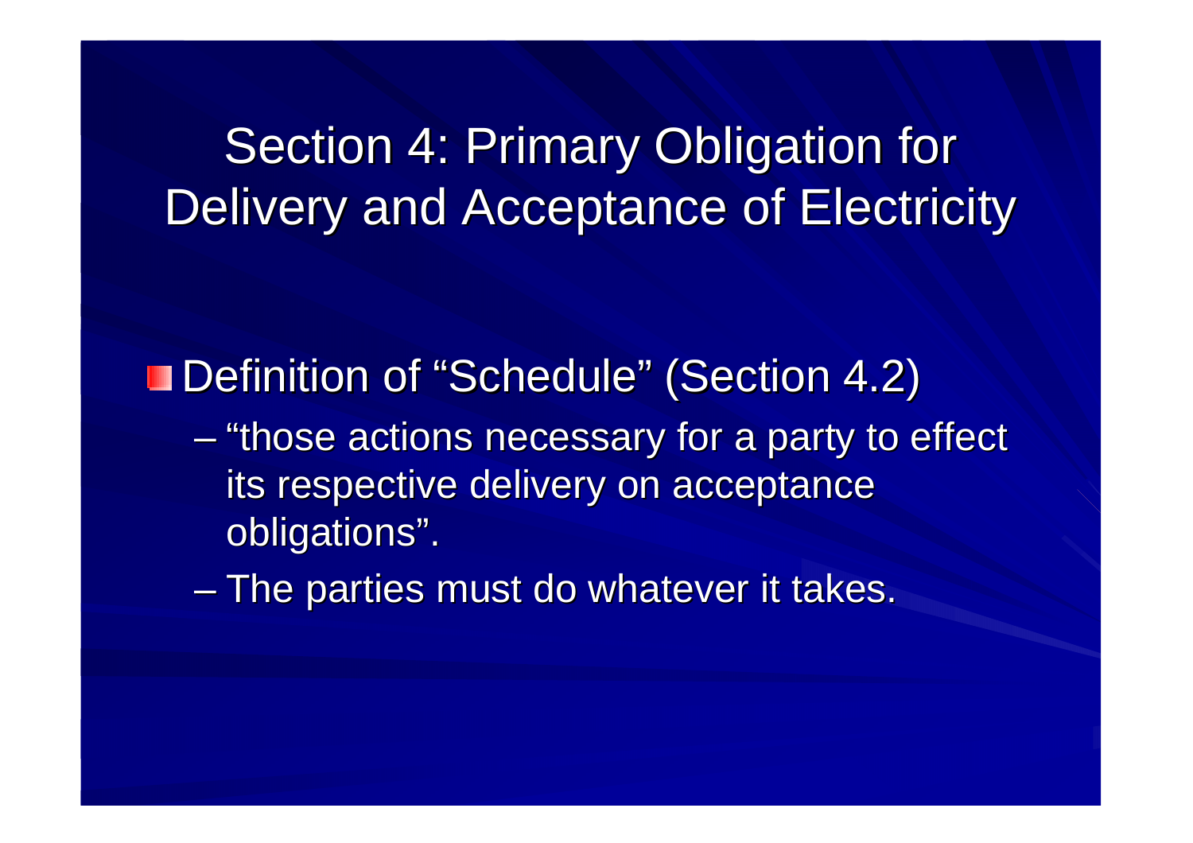# Section 4: Primary Obligation for Delivery and Acceptance of Electricity

- Definition of "Schedule" (Section 4.2)
  - "those actions necessary for a party to effect its respective delivery on acceptance obligations".
  - The parties must do whatever it takes.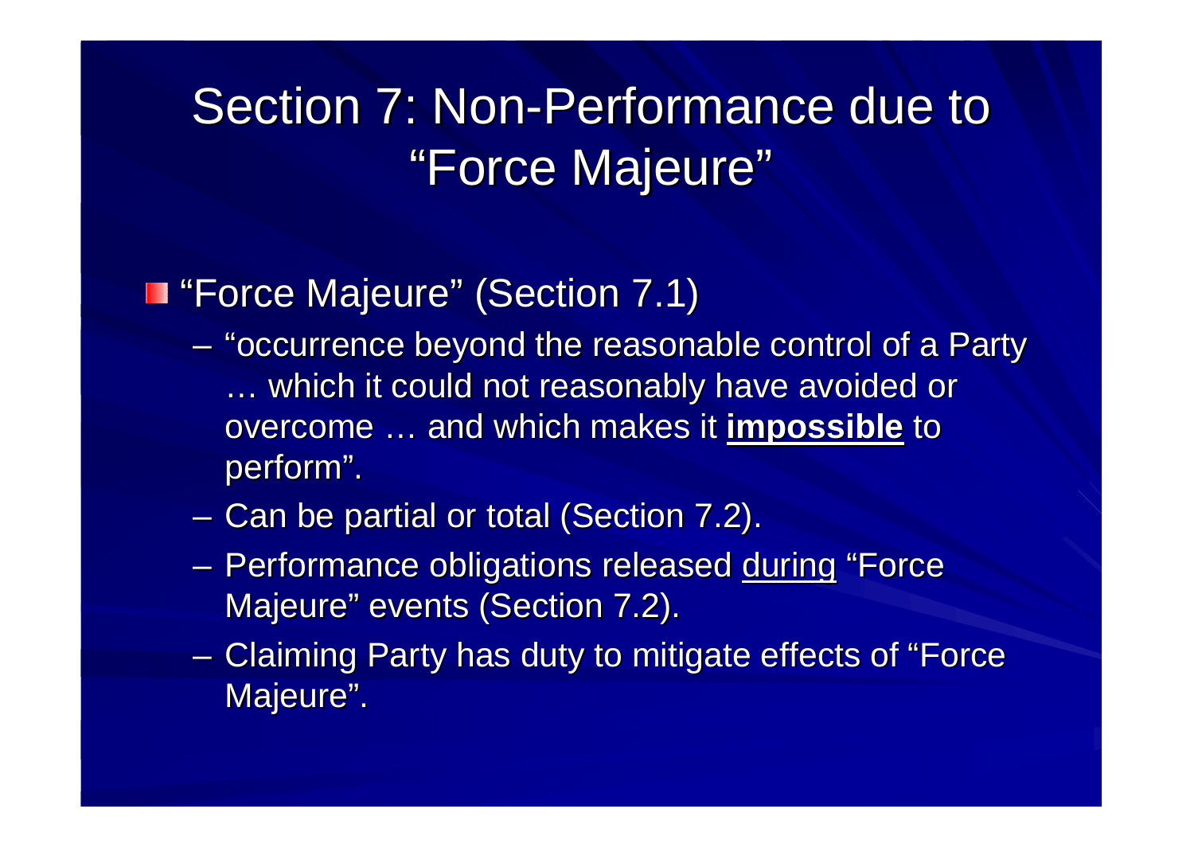# Section 7: Non-Performance due to "Force Majeure"

- "Force Majeure" (Section 7.1)
  - "occurrence beyond the reasonable control of a Party … which it could not reasonably have avoided or overcome … and which makes it **impossible** to perform".
  - Can be partial or total (Section 7.2).
  - Performance obligations released during "Force Majeure" events (Section 7.2).
  - Claiming Party has duty to mitigate effects of "Force Majeure".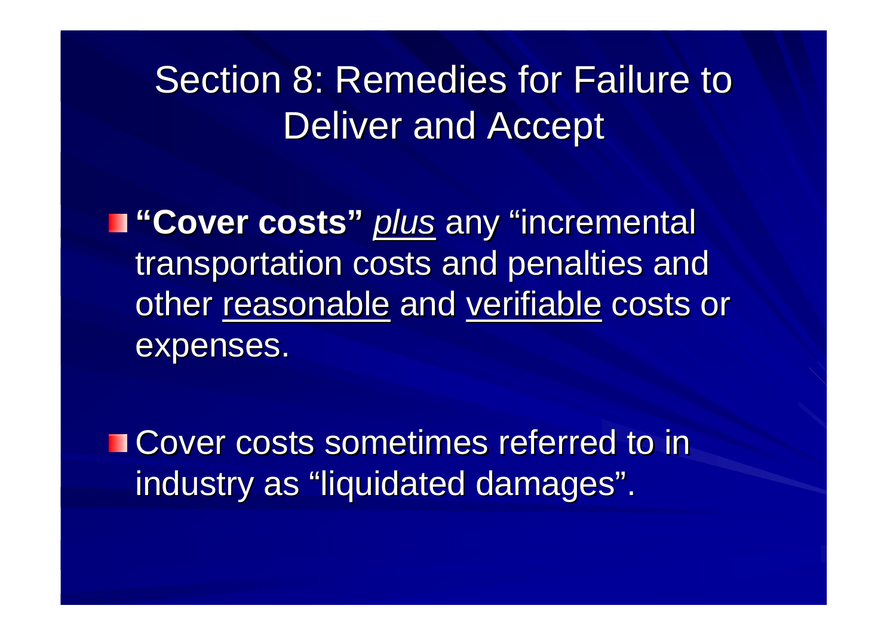# Section 8: Remedies for Failure to Deliver and Accept

- **"Cover costs"** *plus* any "incremental transportation costs and penalties and other reasonable and verifiable costs or expenses.

- Cover costs sometimes referred to in industry as "liquidated damages".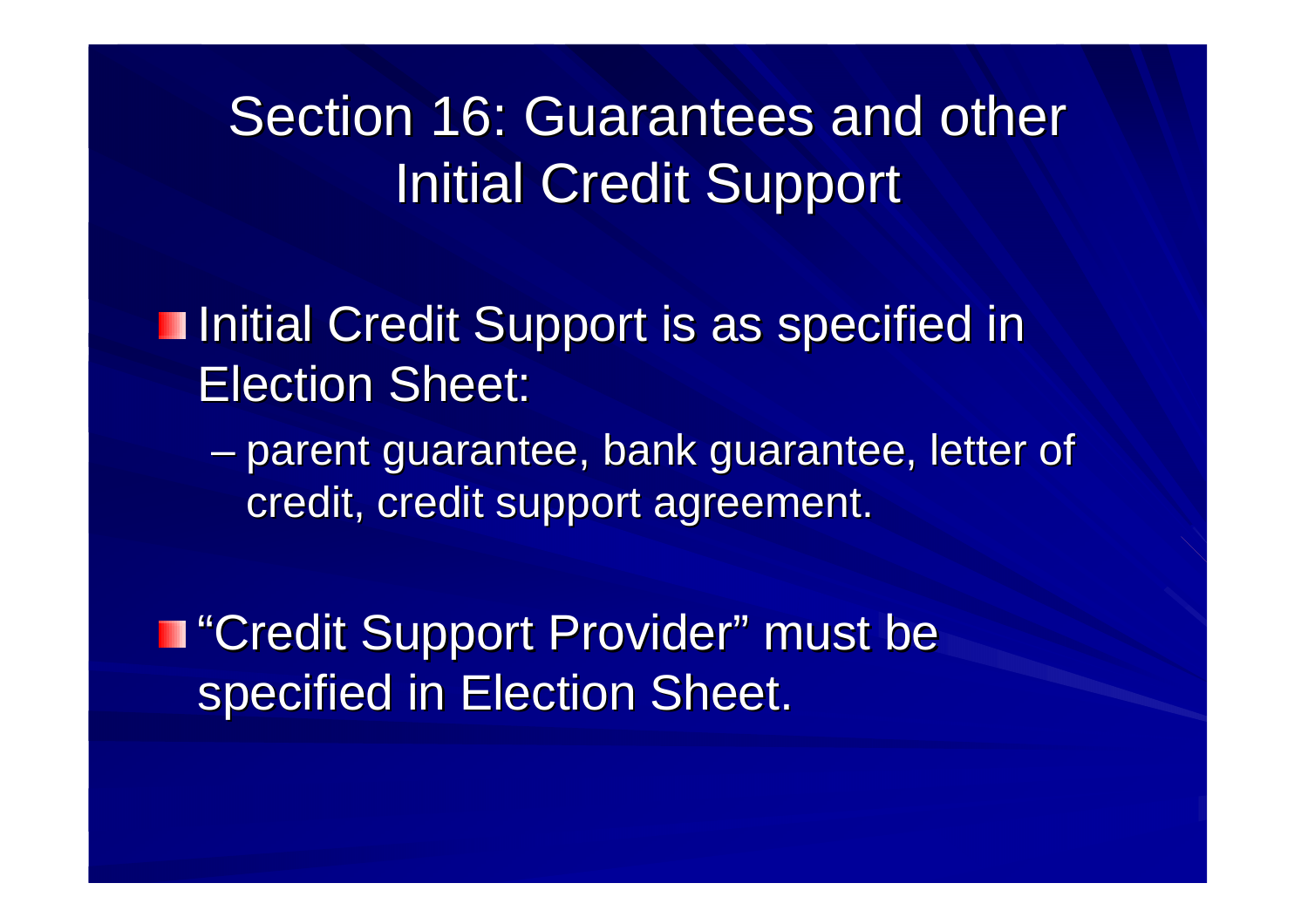# Section 16: Guarantees and other Initial Credit Support

- Initial Credit Support is as specified in Election Sheet:
  - parent guarantee, bank guarantee, letter of credit, credit support agreement.

- "Credit Support Provider" must be specified in Election Sheet.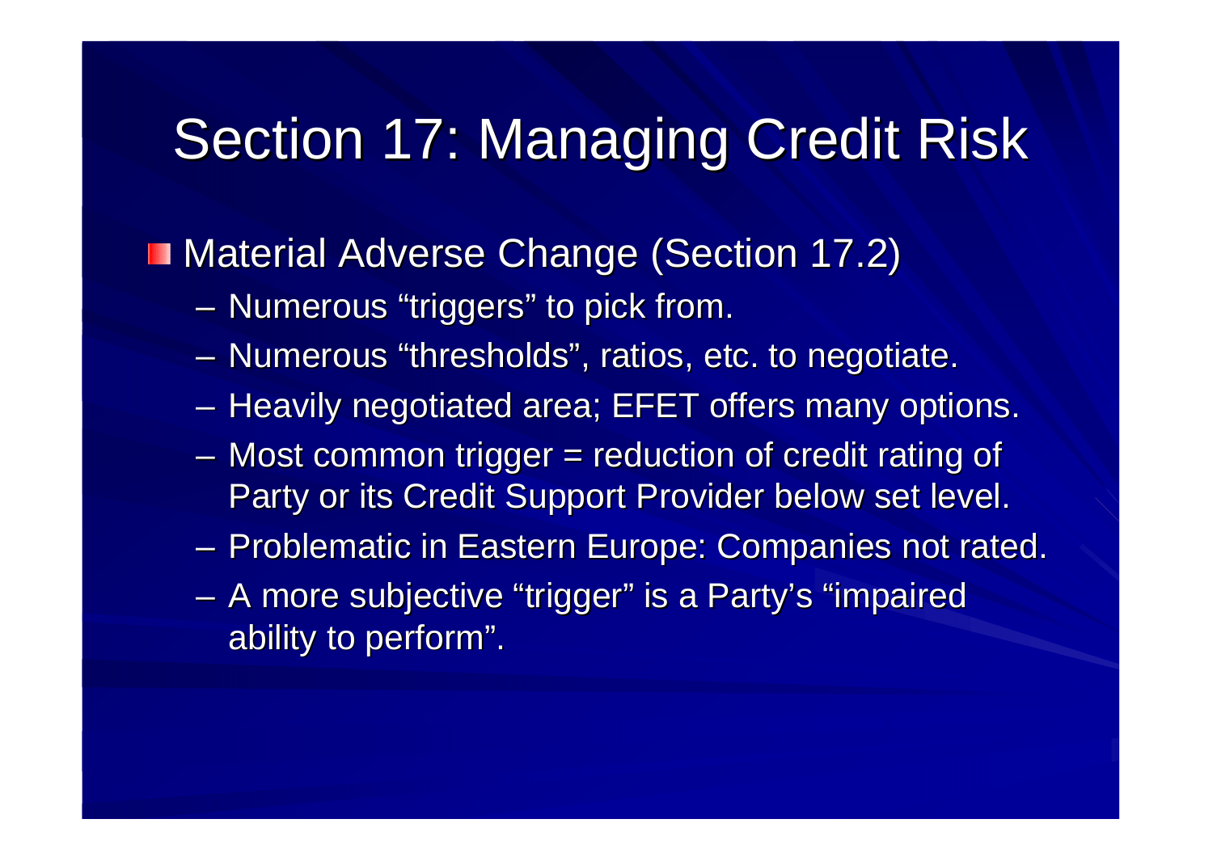# Section 17: Managing Credit Risk

- Material Adverse Change (Section 17.2)
  - Numerous "triggers" to pick from.
  - Numerous "thresholds", ratios, etc. to negotiate.
  - Heavily negotiated area; EFET offers many options.
  - Most common trigger = reduction of credit rating of Party or its Credit Support Provider below set level.
  - Problematic in Eastern Europe: Companies not rated.
  - A more subjective "trigger" is a Party's "impaired ability to perform".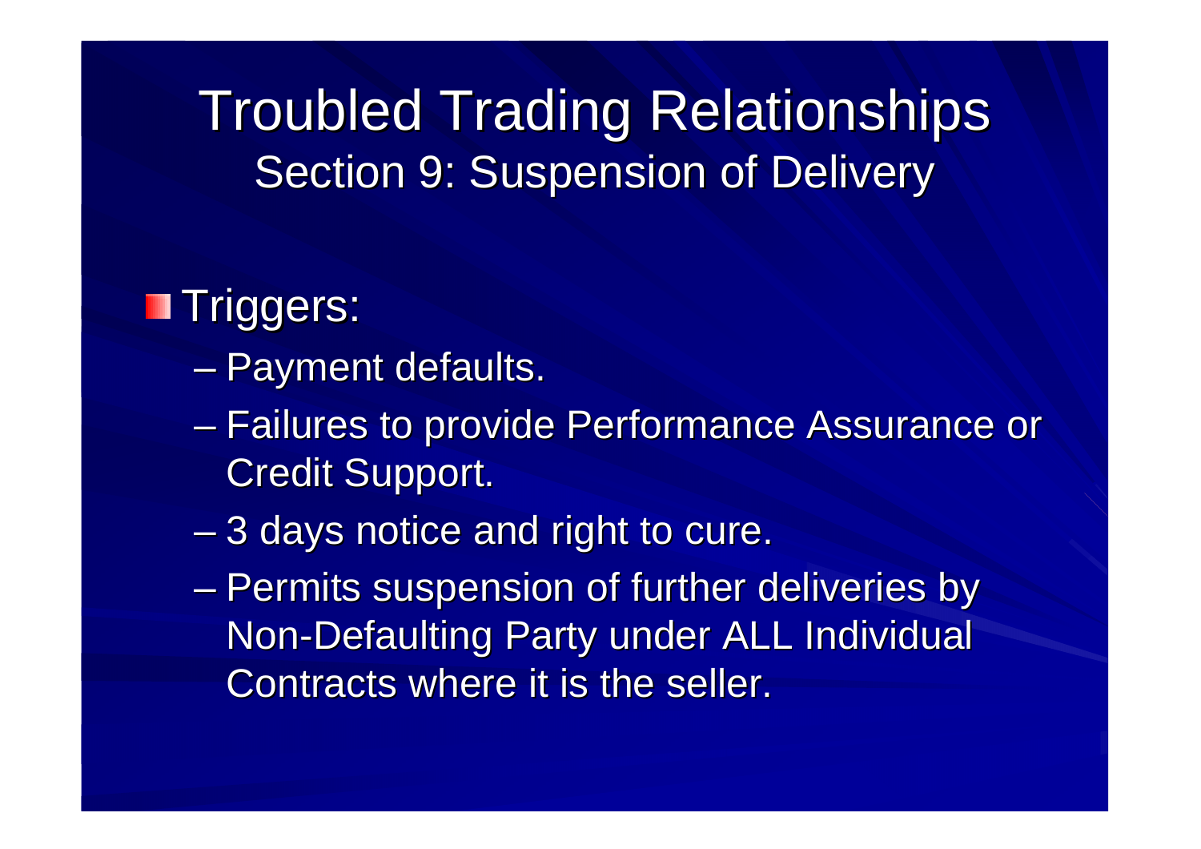# Troubled Trading Relationships

## Section 9: Suspension of Delivery

- Triggers:
  - Payment defaults.
  - Failures to provide Performance Assurance or Credit Support.
  - 3 days notice and right to cure.
  - Permits suspension of further deliveries by Non-Defaulting Party under ALL Individual Contracts where it is the seller.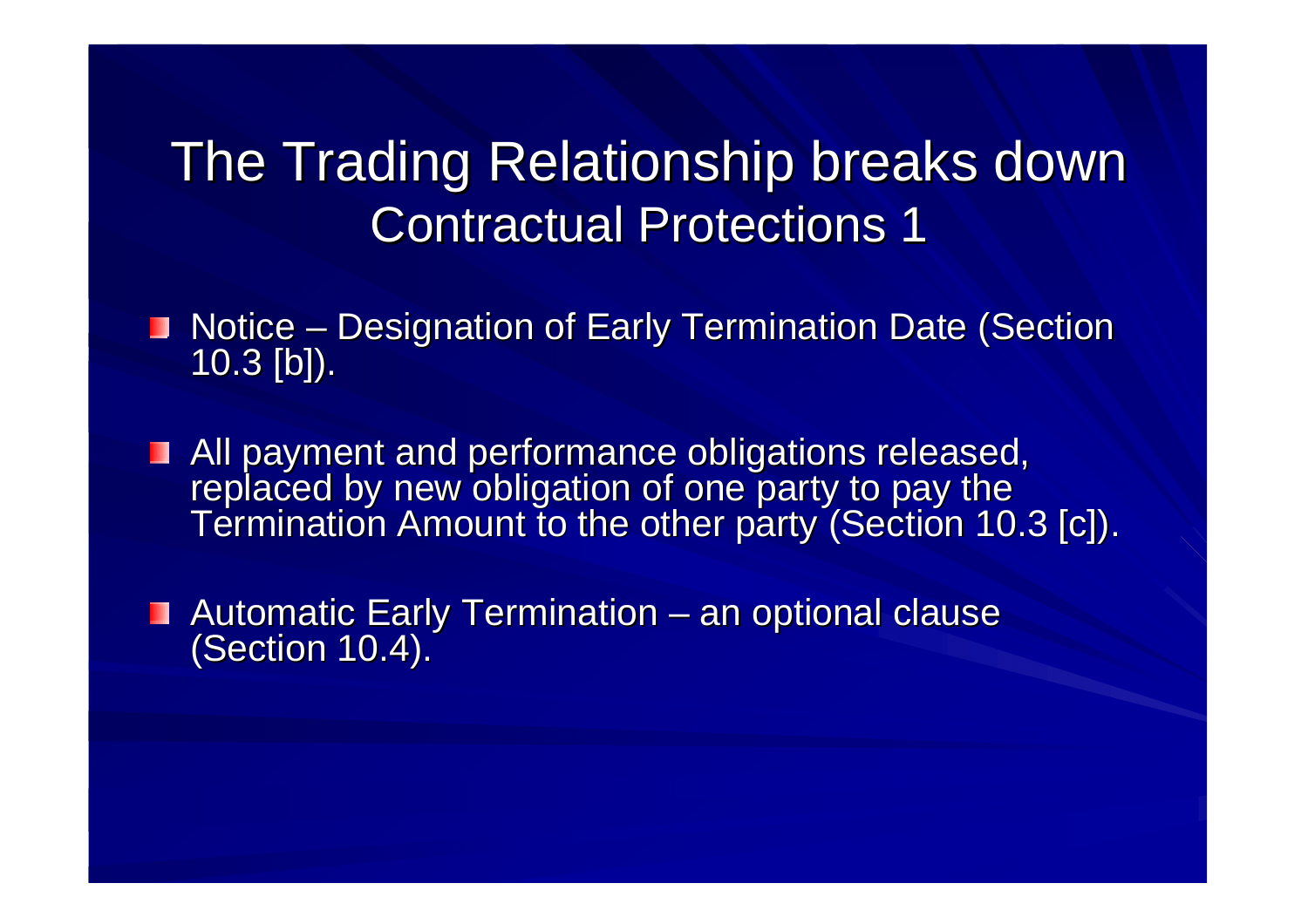# The Trading Relationship breaks down

## Contractual Protections 1

- Notice – Designation of Early Termination Date (Section 10.3 [b]).
- All payment and performance obligations released, replaced by new obligation of one party to pay the Termination Amount to the other party (Section 10.3 [c]).
- Automatic Early Termination – an optional clause (Section 10.4).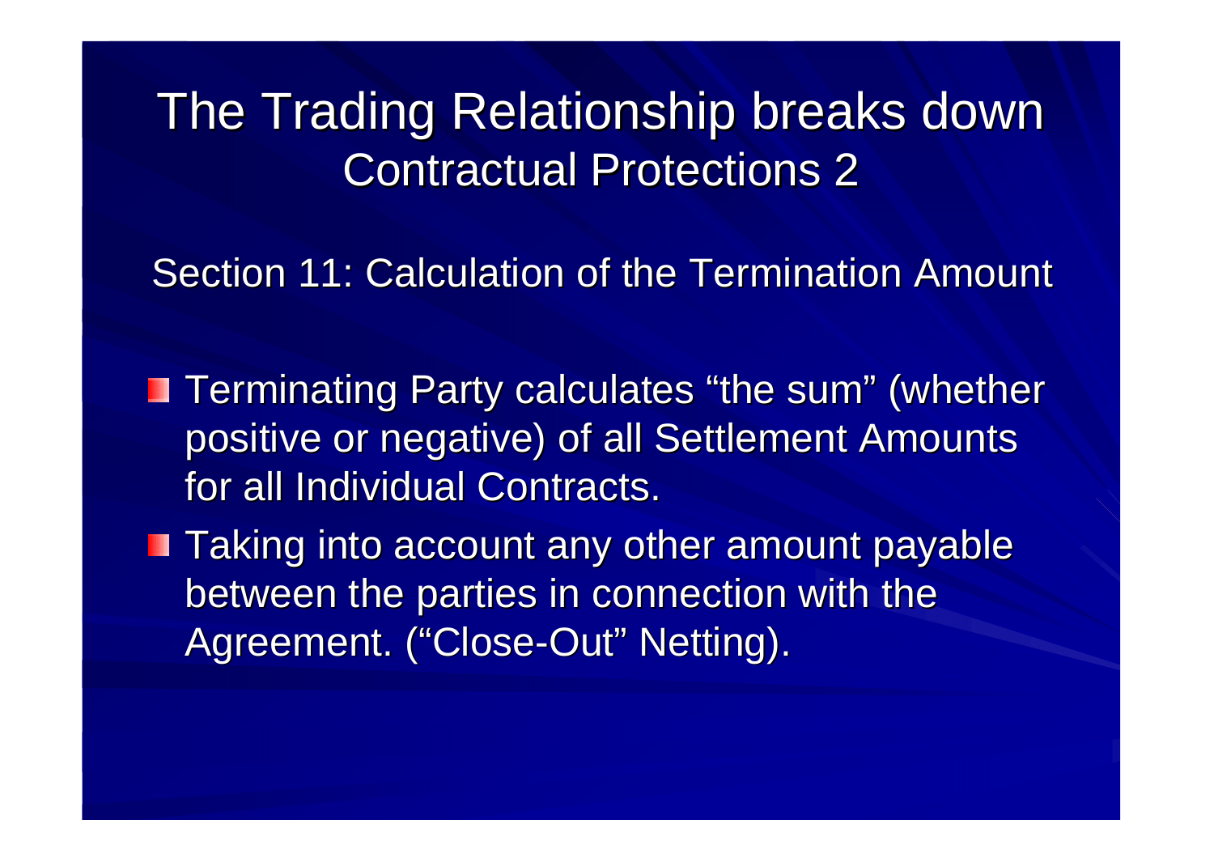# The Trading Relationship breaks down

## Contractual Protections 2

### Section 11: Calculation of the Termination Amount

- Terminating Party calculates "the sum" (whether positive or negative) of all Settlement Amounts for all Individual Contracts.
- Taking into account any other amount payable between the parties in connection with the Agreement. ("Close-Out" Netting).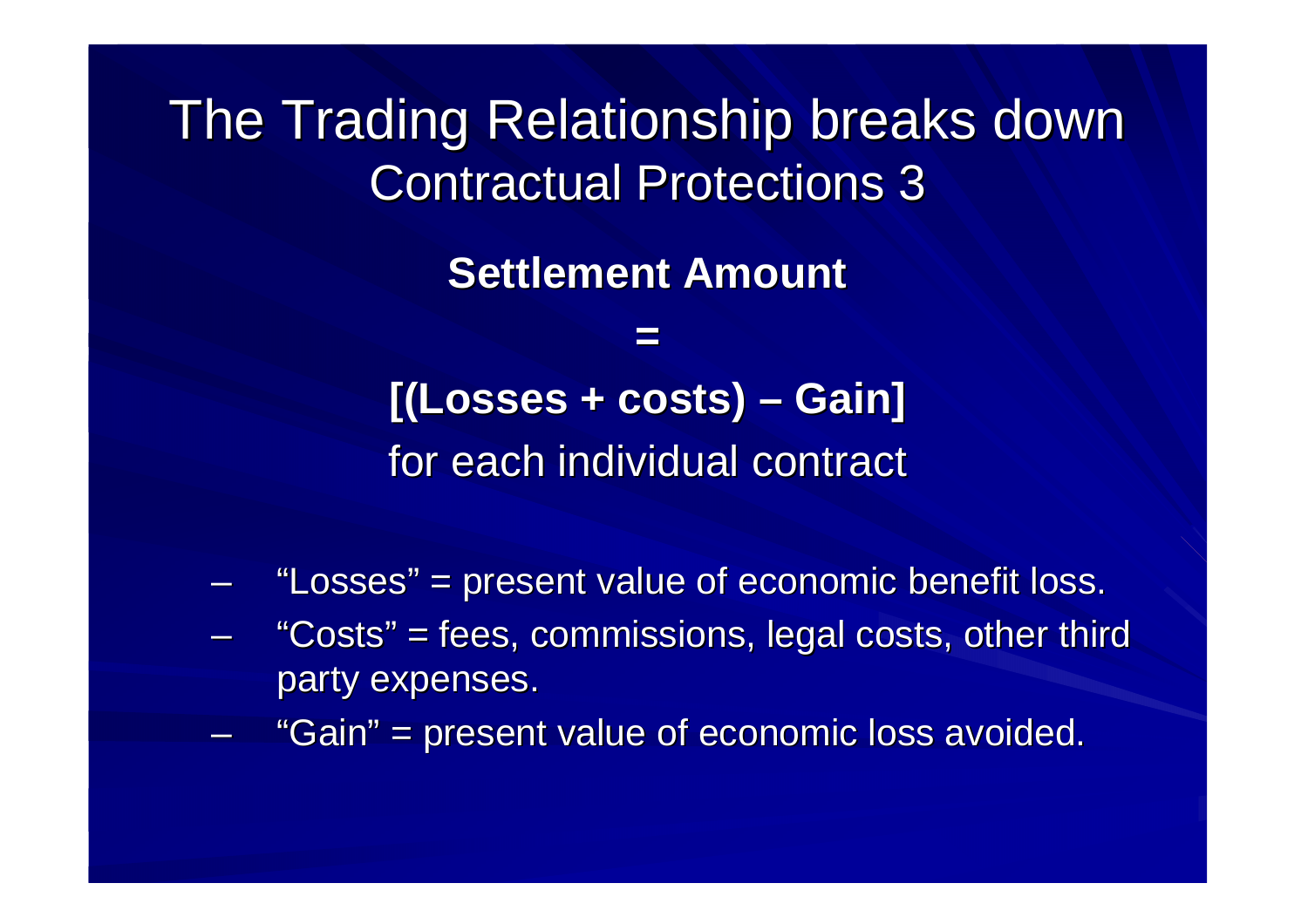# The Trading Relationship breaks down
## Contractual Protections 3

**Settlement Amount**

**=**

**[(Losses + costs) – Gain]**

for each individual contract

- "Losses" = present value of economic benefit loss.
- "Costs" = fees, commissions, legal costs, other third party expenses.
- "Gain" = present value of economic loss avoided.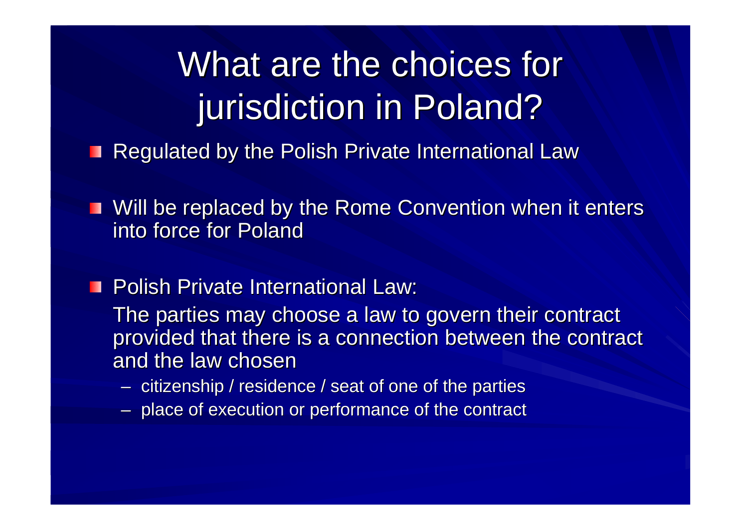# What are the choices for jurisdiction in Poland?

- Regulated by the Polish Private International Law
- Will be replaced by the Rome Convention when it enters into force for Poland
- Polish Private International Law:

  The parties may choose a law to govern their contract provided that there is a connection between the contract and the law chosen

  – citizenship / residence / seat of one of the parties

  – place of execution or performance of the contract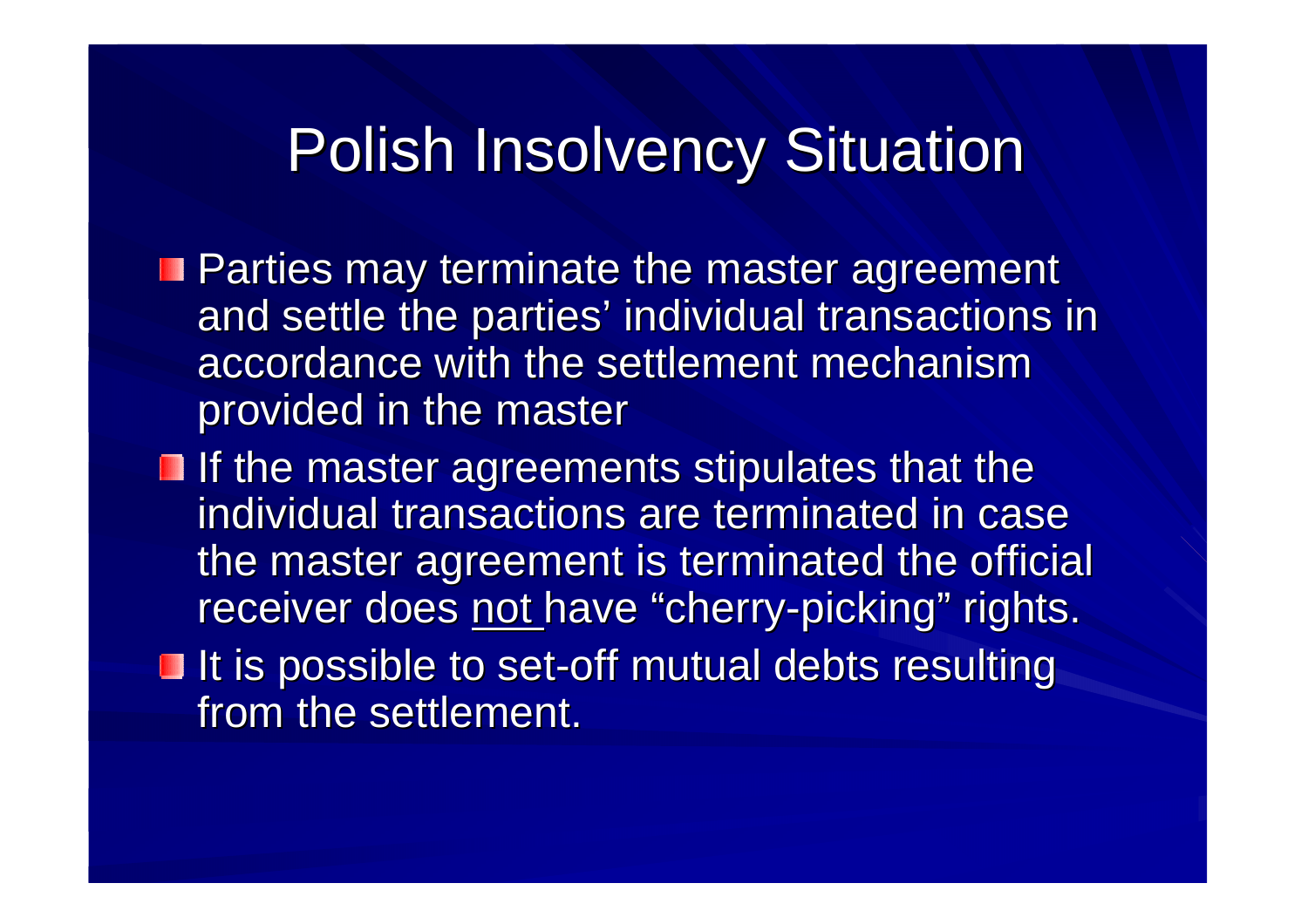# Polish Insolvency Situation

- Parties may terminate the master agreement and settle the parties' individual transactions in accordance with the settlement mechanism provided in the master
- If the master agreements stipulates that the individual transactions are terminated in case the master agreement is terminated the official receiver does <u>not</u> have "cherry-picking" rights.
- It is possible to set-off mutual debts resulting from the settlement.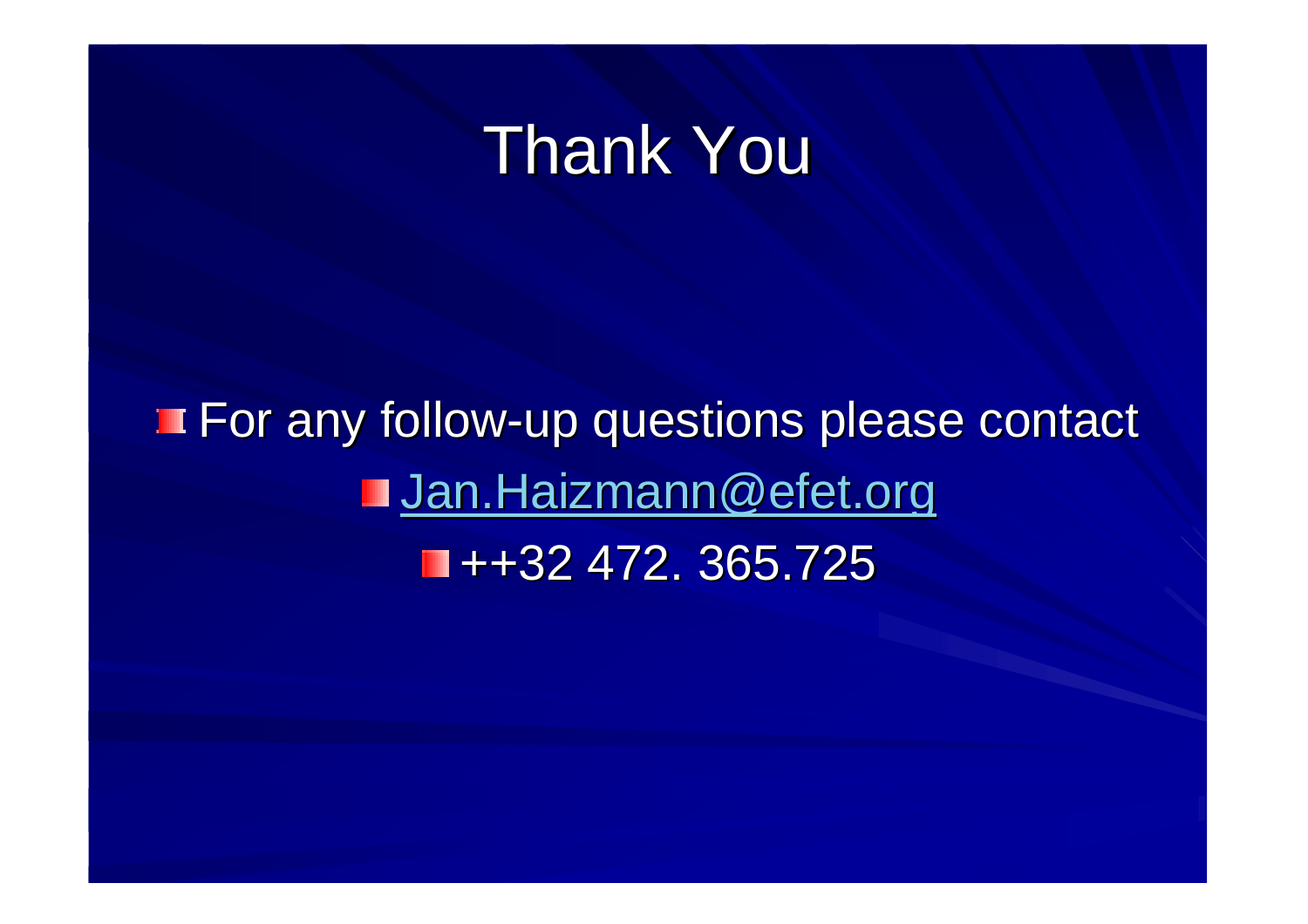# Thank You

- For any follow-up questions please contact
  - Jan.Haizmann@efet.org
    - ++32 472. 365.725